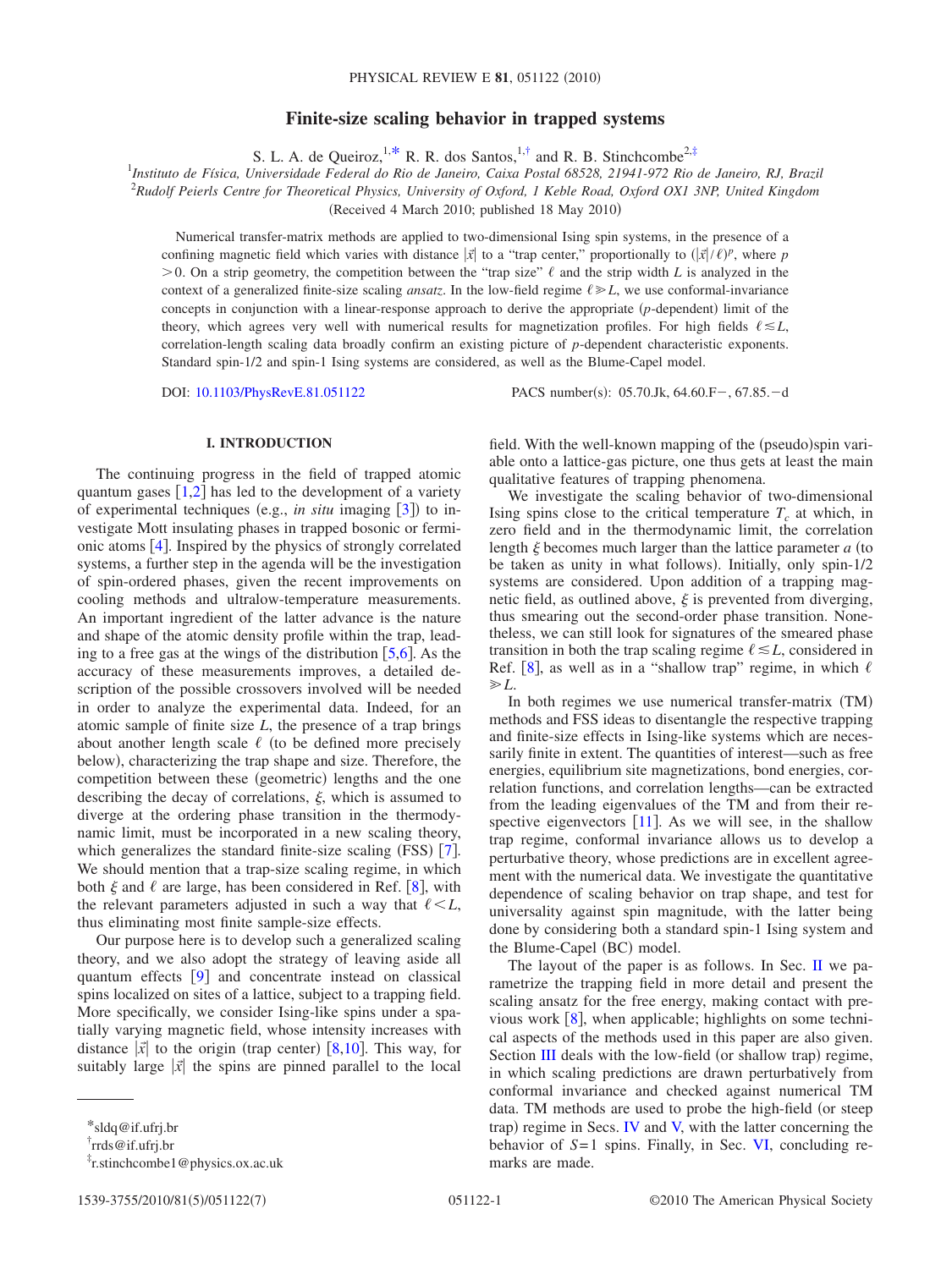# Finite-size scaling behavior in trapped systems

S. L. A. de Queiroz,[1,*] R. R. dos Santos,[1,†] and R. B. Stinchcombe[2,‡]

[1]Instituto de Física, Universidade Federal do Rio de Janeiro, Caixa Postal 68528, 21941-972 Rio de Janeiro, RJ, Brazil

[2]Rudolf Peierls Centre for Theoretical Physics, University of Oxford, 1 Keble Road, Oxford OX1 3NP, United Kingdom

(Received 4 March 2010; published 18 May 2010)

Numerical transfer-matrix methods are applied to two-dimensional Ising spin systems, in the presence of a confining magnetic field which varies with distance $|\vec{x}|$ to a "trap center," proportionally to $(|\vec{x}|/\ell)^p$, where $p>0$. On a strip geometry, the competition between the "trap size" $\ell$ and the strip width $L$ is analyzed in the context of a generalized finite-size scaling *ansatz*. In the low-field regime $\ell \gg L$, we use conformal-invariance concepts in conjunction with a linear-response approach to derive the appropriate ($p$-dependent) limit of the theory, which agrees very well with numerical results for magnetization profiles. For high fields $\ell \lesssim L$, correlation-length scaling data broadly confirm an existing picture of $p$-dependent characteristic exponents. Standard spin-1/2 and spin-1 Ising systems are considered, as well as the Blume-Capel model.

DOI: 10.1103/PhysRevE.81.051122 PACS number(s): 05.70.Jk, 64.60.F−, 67.85.−d

## I. INTRODUCTION

The continuing progress in the field of trapped atomic quantum gases [1,2] has led to the development of a variety of experimental techniques (e.g., *in situ* imaging [3]) to investigate Mott insulating phases in trapped bosonic or fermionic atoms [4]. Inspired by the physics of strongly correlated systems, a further step in the agenda will be the investigation of spin-ordered phases, given the recent improvements on cooling methods and ultralow-temperature measurements. An important ingredient of the latter advance is the nature and shape of the atomic density profile within the trap, leading to a free gas at the wings of the distribution [5,6]. As the accuracy of these measurements improves, a detailed description of the possible crossovers involved will be needed in order to analyze the experimental data. Indeed, for an atomic sample of finite size $L$, the presence of a trap brings about another length scale $\ell$ (to be defined more precisely below), characterizing the trap shape and size. Therefore, the competition between these (geometric) lengths and the one describing the decay of correlations, $\xi$, which is assumed to diverge at the ordering phase transition in the thermodynamic limit, must be incorporated in a new scaling theory, which generalizes the standard finite-size scaling (FSS) [7]. We should mention that a trap-size scaling regime, in which both $\xi$ and $\ell$ are large, has been considered in Ref. [8], with the relevant parameters adjusted in such a way that $\ell < L$, thus eliminating most finite sample-size effects.

Our purpose here is to develop such a generalized scaling theory, and we also adopt the strategy of leaving aside all quantum effects [9] and concentrate instead on classical spins localized on sites of a lattice, subject to a trapping field. More specifically, we consider Ising-like spins under a spatially varying magnetic field, whose intensity increases with distance $|\vec{x}|$ to the origin (trap center) [8,10]. This way, for suitably large $|\vec{x}|$ the spins are pinned parallel to the local field. With the well-known mapping of the (pseudo)spin variable onto a lattice-gas picture, one thus gets at least the main qualitative features of trapping phenomena.

We investigate the scaling behavior of two-dimensional Ising spins close to the critical temperature $T_c$ at which, in zero field and in the thermodynamic limit, the correlation length $\xi$ becomes much larger than the lattice parameter $a$ (to be taken as unity in what follows). Initially, only spin-1/2 systems are considered. Upon addition of a trapping magnetic field, as outlined above, $\xi$ is prevented from diverging, thus smearing out the second-order phase transition. Nonetheless, we can still look for signatures of the smeared phase transition in both the trap scaling regime $\ell \lesssim L$, considered in Ref. [8], as well as in a "shallow trap" regime, in which $\ell \gg L$.

In both regimes we use numerical transfer-matrix (TM) methods and FSS ideas to disentangle the respective trapping and finite-size effects in Ising-like systems which are necessarily finite in extent. The quantities of interest—such as free energies, equilibrium site magnetizations, bond energies, correlation functions, and correlation lengths—can be extracted from the leading eigenvalues of the TM and from their respective eigenvectors [11]. As we will see, in the shallow trap regime, conformal invariance allows us to develop a perturbative theory, whose predictions are in excellent agreement with the numerical data. We investigate the quantitative dependence of scaling behavior on trap shape, and test for universality against spin magnitude, with the latter being done by considering both a standard spin-1 Ising system and the Blume-Capel (BC) model.

The layout of the paper is as follows. In Sec. II we parametrize the trapping field in more detail and present the scaling ansatz for the free energy, making contact with previous work [8], when applicable; highlights on some technical aspects of the methods used in this paper are also given. Section III deals with the low-field (or shallow trap) regime, in which scaling predictions are drawn perturbatively from conformal invariance and checked against numerical TM data. TM methods are used to probe the high-field (or steep trap) regime in Secs. IV and V, with the latter concerning the behavior of $S=1$ spins. Finally, in Sec. VI, concluding remarks are made.

*sldq@if.ufrj.br

†rrds@if.ufrj.br

‡r.stinchcombe1@physics.ox.ac.uk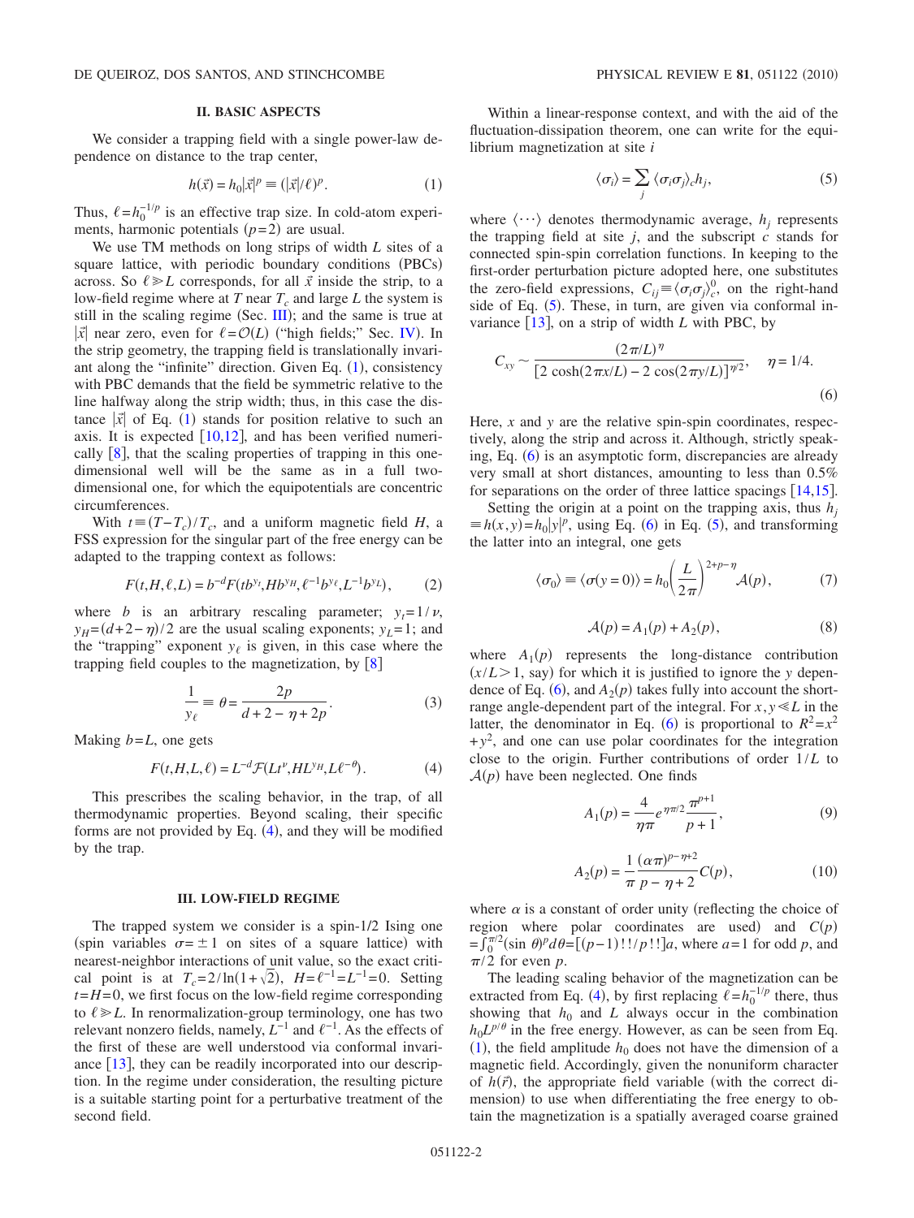## II. BASIC ASPECTS

We consider a trapping field with a single power-law dependence on distance to the trap center,

$$h(\vec{x}) = h_0|\vec{x}|^p \equiv (|\vec{x}|/\ell)^p. \tag{1}$$

Thus, $\ell = h_0^{-1/p}$ is an effective trap size. In cold-atom experiments, harmonic potentials ($p=2$) are usual.

We use TM methods on long strips of width $L$ sites of a square lattice, with periodic boundary conditions (PBCs) across. So $\ell \gg L$ corresponds, for all $\vec{x}$ inside the strip, to a low-field regime where at $T$ near $T_c$ and large $L$ the system is still in the scaling regime (Sec. III); and the same is true at $|\vec{x}|$ near zero, even for $\ell = \mathcal{O}(L)$ ("high fields;" Sec. IV). In the strip geometry, the trapping field is translationally invariant along the "infinite" direction. Given Eq. (1), consistency with PBC demands that the field be symmetric relative to the line halfway along the strip width; thus, in this case the distance $|\vec{x}|$ of Eq. (1) stands for position relative to such an axis. It is expected [10,12], and has been verified numerically [8], that the scaling properties of trapping in this one-dimensional well will be the same as in a full two-dimensional one, for which the equipotentials are concentric circumferences.

With $t \equiv (T-T_c)/T_c$, and a uniform magnetic field $H$, a FSS expression for the singular part of the free energy can be adapted to the trapping context as follows:

$$F(t,H,\ell,L) = b^{-d}F(tb^{y_t}, Hb^{y_H}, \ell^{-1}b^{y_\ell}, L^{-1}b^{y_L}), \tag{2}$$

where $b$ is an arbitrary rescaling parameter; $y_t = 1/\nu$, $y_H = (d+2-\eta)/2$ are the usual scaling exponents; $y_L = 1$; and the "trapping" exponent $y_\ell$ is given, in this case where the trapping field couples to the magnetization, by [8]

$$\frac{1}{y_\ell} \equiv \theta = \frac{2p}{d+2-\eta+2p}. \tag{3}$$

Making $b=L$, one gets

$$F(t,H,L,\ell) = L^{-d}\mathcal{F}(Lt^{\nu}, HL^{y_H}, L\ell^{-\theta}). \tag{4}$$

This prescribes the scaling behavior, in the trap, of all thermodynamic properties. Beyond scaling, their specific forms are not provided by Eq. (4), and they will be modified by the trap.

## III. LOW-FIELD REGIME

The trapped system we consider is a spin-1/2 Ising one (spin variables $\sigma = \pm 1$ on sites of a square lattice) with nearest-neighbor interactions of unit value, so the exact critical point is at $T_c = 2/\ln(1+\sqrt{2})$, $H = \ell^{-1} = L^{-1} = 0$. Setting $t = H = 0$, we first focus on the low-field regime corresponding to $\ell \gg L$. In renormalization-group terminology, one has two relevant nonzero fields, namely, $L^{-1}$ and $\ell^{-1}$. As the effects of the first of these are well understood via conformal invariance [13], they can be readily incorporated into our description. In the regime under consideration, the resulting picture is a suitable starting point for a perturbative treatment of the second field.

Within a linear-response context, and with the aid of the fluctuation-dissipation theorem, one can write for the equilibrium magnetization at site $i$

$$\langle \sigma_i \rangle = \sum_j \langle \sigma_i \sigma_j \rangle_c h_j, \tag{5}$$

where $\langle \cdots \rangle$ denotes thermodynamic average, $h_j$ represents the trapping field at site $j$, and the subscript $c$ stands for connected spin-spin correlation functions. In keeping to the first-order perturbation picture adopted here, one substitutes the zero-field expressions, $C_{ij} \equiv \langle \sigma_i \sigma_j \rangle_c^0$, on the right-hand side of Eq. (5). These, in turn, are given via conformal invariance [13], on a strip of width $L$ with PBC, by

$$C_{xy} \sim \frac{(2\pi/L)^{\eta}}{[2\cosh(2\pi x/L) - 2\cos(2\pi y/L)]^{\eta/2}}, \quad \eta = 1/4. \tag{6}$$

Here, $x$ and $y$ are the relative spin-spin coordinates, respectively, along the strip and across it. Although, strictly speaking, Eq. (6) is an asymptotic form, discrepancies are already very small at short distances, amounting to less than 0.5% for separations on the order of three lattice spacings [14,15].

Setting the origin at a point on the trapping axis, thus $h_j \equiv h(x,y) = h_0|y|^p$, using Eq. (6) in Eq. (5), and transforming the latter into an integral, one gets

$$\langle \sigma_0 \rangle \equiv \langle \sigma(y=0) \rangle = h_0 \left(\frac{L}{2\pi}\right)^{2+p-\eta} \mathcal{A}(p), \tag{7}$$

$$\mathcal{A}(p) = A_1(p) + A_2(p), \tag{8}$$

where $A_1(p)$ represents the long-distance contribution ($x/L > 1$, say) for which it is justified to ignore the $y$ dependence of Eq. (6), and $A_2(p)$ takes fully into account the short-range angle-dependent part of the integral. For $x, y \ll L$ in the latter, the denominator in Eq. (6) is proportional to $R^2 = x^2 + y^2$, and one can use polar coordinates for the integration close to the origin. Further contributions of order $1/L$ to $\mathcal{A}(p)$ have been neglected. One finds

$$A_1(p) = \frac{4}{\eta\pi} e^{\eta\pi/2} \frac{\pi^{p+1}}{p+1}, \tag{9}$$

$$A_2(p) = \frac{1}{\pi} \frac{(\alpha\pi)^{p-\eta+2}}{p-\eta+2} C(p), \tag{10}$$

where $\alpha$ is a constant of order unity (reflecting the choice of region where polar coordinates are used) and $C(p) = \int_0^{\pi/2} (\sin\theta)^p d\theta = [(p-1)!!/p!!]a$, where $a=1$ for odd $p$, and $\pi/2$ for even $p$.

The leading scaling behavior of the magnetization can be extracted from Eq. (4), by first replacing $\ell = h_0^{-1/p}$ there, thus showing that $h_0$ and $L$ always occur in the combination $h_0 L^{p/\theta}$ in the free energy. However, as can be seen from Eq. (1), the field amplitude $h_0$ does not have the dimension of a magnetic field. Accordingly, given the nonuniform character of $h(\vec{r})$, the appropriate field variable (with the correct dimension) to use when differentiating the free energy to obtain the magnetization is a spatially averaged coarse grained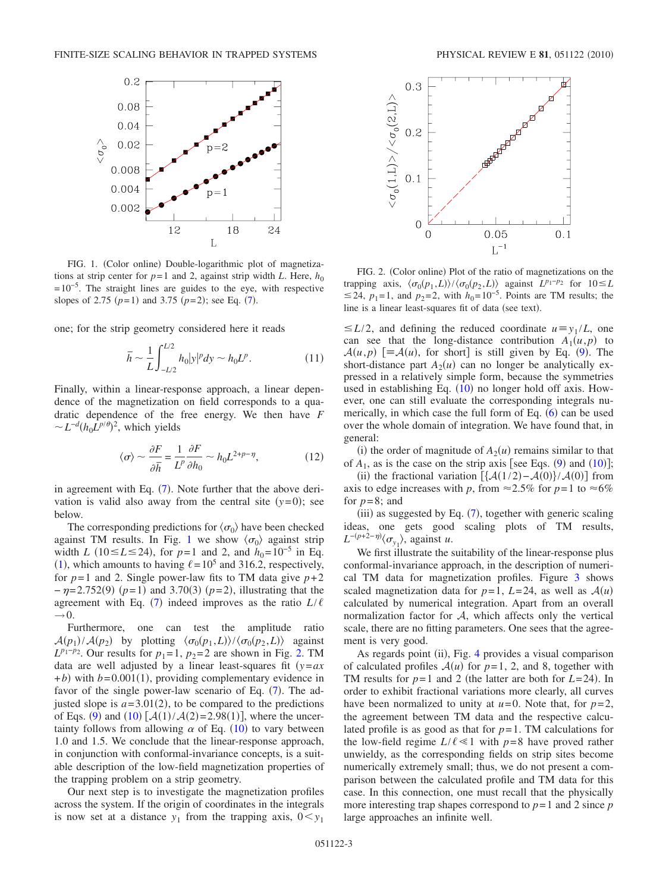FIG. 1. (Color online) Double-logarithmic plot of magnetizations at strip center for $p=1$ and 2, against strip width $L$. Here, $h_0 = 10^{-5}$. The straight lines are guides to the eye, with respective slopes of 2.75 ($p=1$) and 3.75 ($p=2$); see Eq. (7).

FIG. 2. (Color online) Plot of the ratio of magnetizations on the trapping axis, $\langle\sigma_0(p_1,L)\rangle / \langle\sigma_0(p_2,L)\rangle$ against $L^{p_1-p_2}$ for $10 \le L \le 24$, $p_1=1$, and $p_2=2$, with $h_0=10^{-5}$. Points are TM results; the line is a linear least-squares fit of data (see text).

one; for the strip geometry considered here it reads

$$\bar{h} \sim \frac{1}{L}\int_{-L/2}^{L/2} h_0 |y|^p dy \sim h_0 L^p. \tag{11}$$

Finally, within a linear-response approach, a linear dependence of the magnetization on field corresponds to a quadratic dependence of the free energy. We then have $F \sim L^{-d}(h_0 L^{p/\theta})^2$, which yields

$$\langle\sigma\rangle \sim \frac{\partial F}{\partial \bar{h}} = \frac{1}{L^p}\frac{\partial F}{\partial h_0} \sim h_0 L^{2+p-\eta}, \tag{12}$$

in agreement with Eq. (7). Note further that the above derivation is valid also away from the central site ($y=0$); see below.

The corresponding predictions for $\langle\sigma_0\rangle$ have been checked against TM results. In Fig. 1 we show $\langle\sigma_0\rangle$ against strip width $L$ ($10 \le L \le 24$), for $p=1$ and 2, and $h_0=10^{-5}$ in Eq. (1), which amounts to having $\ell = 10^5$ and 316.2, respectively, for $p=1$ and 2. Single power-law fits to TM data give $p+2-\eta = 2.752(9)$ ($p=1$) and 3.70(3) ($p=2$), illustrating that the agreement with Eq. (7) indeed improves as the ratio $L/\ell \to 0$.

Furthermore, one can test the amplitude ratio $\mathcal{A}(p_1)/\mathcal{A}(p_2)$ by plotting $\langle\sigma_0(p_1,L)\rangle / \langle\sigma_0(p_2,L)\rangle$ against $L^{p_1-p_2}$. Our results for $p_1=1$, $p_2=2$ are shown in Fig. 2. TM data are well adjusted by a linear least-squares fit ($y=ax+b$) with $b=0.001(1)$, providing complementary evidence in favor of the single power-law scenario of Eq. (7). The adjusted slope is $a=3.01(2)$, to be compared to the predictions of Eqs. (9) and (10) [$\mathcal{A}(1)/\mathcal{A}(2)=2.98(1)$], where the uncertainty follows from allowing $\alpha$ of Eq. (10) to vary between 1.0 and 1.5. We conclude that the linear-response approach, in conjunction with conformal-invariance concepts, is a suitable description of the low-field magnetization properties of the trapping problem on a strip geometry.

Our next step is to investigate the magnetization profiles across the system. If the origin of coordinates in the integrals is now set at a distance $y_1$ from the trapping axis, $0 < y_1 \le L/2$, and defining the reduced coordinate $u \equiv y_1/L$, one can see that the long-distance contribution $A_1(u,p)$ to $\mathcal{A}(u,p)$ [$\equiv \mathcal{A}(u)$, for short] is still given by Eq. (9). The short-distance part $A_2(u)$ can no longer be analytically expressed in a relatively simple form, because the symmetries used in establishing Eq. (10) no longer hold off axis. However, one can still evaluate the corresponding integrals numerically, in which case the full form of Eq. (6) can be used over the whole domain of integration. We have found that, in general:

(i) the order of magnitude of $A_2(u)$ remains similar to that of $A_1$, as is the case on the strip axis [see Eqs. (9) and (10)];

(ii) the fractional variation $[\{\mathcal{A}(1/2)-\mathcal{A}(0)\}/\mathcal{A}(0)]$ from axis to edge increases with $p$, from $\approx 2.5\%$ for $p=1$ to $\approx 6\%$ for $p=8$; and

(iii) as suggested by Eq. (7), together with generic scaling ideas, one gets good scaling plots of TM results, $L^{-(p+2-\eta)}\langle\sigma_{y_1}\rangle$, against $u$.

We first illustrate the suitability of the linear-response plus conformal-invariance approach, in the description of numerical TM data for magnetization profiles. Figure 3 shows scaled magnetization data for $p=1$, $L=24$, as well as $\mathcal{A}(u)$ calculated by numerical integration. Apart from an overall normalization factor for $\mathcal{A}$, which affects only the vertical scale, there are no fitting parameters. One sees that the agreement is very good.

As regards point (ii), Fig. 4 provides a visual comparison of calculated profiles $\mathcal{A}(u)$ for $p=1$, 2, and 8, together with TM results for $p=1$ and 2 (the latter are both for $L=24$). In order to exhibit fractional variations more clearly, all curves have been normalized to unity at $u=0$. Note that, for $p=2$, the agreement between TM data and the respective calculated profile is as good as that for $p=1$. TM calculations for the low-field regime $L/\ell \ll 1$ with $p=8$ have proved rather unwieldy, as the corresponding fields on strip sites become numerically extremely small; thus, we do not present a comparison between the calculated profile and TM data for this case. In this connection, one must recall that the physically more interesting trap shapes correspond to $p=1$ and 2 since $p$ large approaches an infinite well.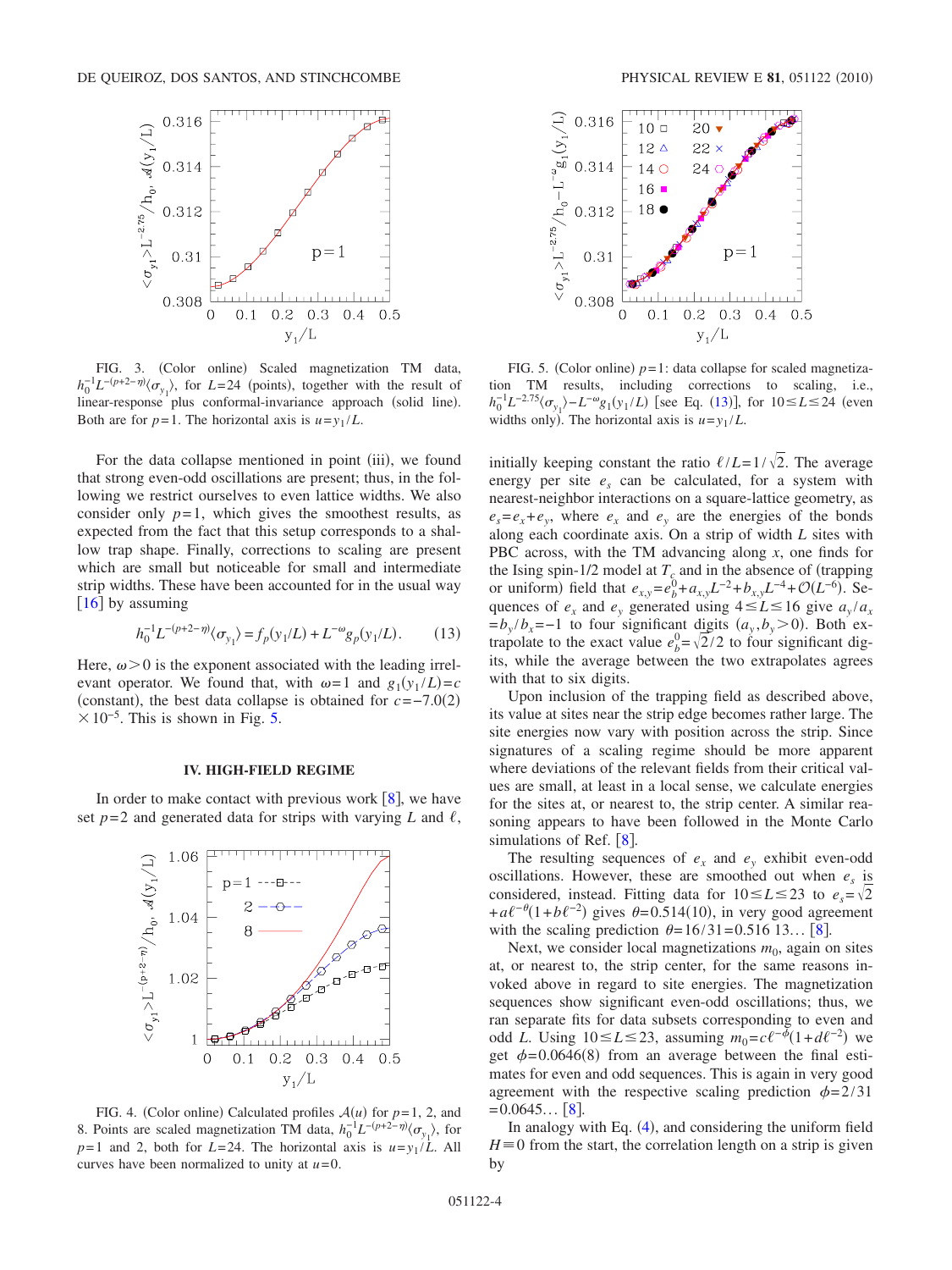FIG. 3. (Color online) Scaled magnetization TM data, $h_0^{-1}L^{-(p+2-\eta)}\langle\sigma_{y_1}\rangle$, for $L=24$ (points), together with the result of linear-response plus conformal-invariance approach (solid line). Both are for $p=1$. The horizontal axis is $u=y_1/L$.

For the data collapse mentioned in point (iii), we found that strong even-odd oscillations are present; thus, in the following we restrict ourselves to even lattice widths. We also consider only $p=1$, which gives the smoothest results, as expected from the fact that this setup corresponds to a shallow trap shape. Finally, corrections to scaling are present which are small but noticeable for small and intermediate strip widths. These have been accounted for in the usual way [16] by assuming

$$h_0^{-1}L^{-(p+2-\eta)}\langle\sigma_{y_1}\rangle = f_p(y_1/L) + L^{-\omega}g_p(y_1/L). \tag{13}$$

Here, $\omega>0$ is the exponent associated with the leading irrelevant operator. We found that, with $\omega=1$ and $g_1(y_1/L)=c$ (constant), the best data collapse is obtained for $c=-7.0(2)\times10^{-5}$. This is shown in Fig. 5.

## IV. HIGH-FIELD REGIME

In order to make contact with previous work [8], we have set $p=2$ and generated data for strips with varying $L$ and $\ell$,

FIG. 4. (Color online) Calculated profiles $\mathcal{A}(u)$ for $p=1$, 2, and 8. Points are scaled magnetization TM data, $h_0^{-1}L^{-(p+2-\eta)}\langle\sigma_{y_1}\rangle$, for $p=1$ and 2, both for $L=24$. The horizontal axis is $u=y_1/L$. All curves have been normalized to unity at $u=0$.

FIG. 5. (Color online) $p=1$: data collapse for scaled magnetization TM results, including corrections to scaling, i.e., $h_0^{-1}L^{-2.75}\langle\sigma_{y_1}\rangle - L^{-\omega}g_1(y_1/L)$ [see Eq. (13)], for $10\leq L\leq 24$ (even widths only). The horizontal axis is $u=y_1/L$.

initially keeping constant the ratio $\ell/L=1/\sqrt{2}$. The average energy per site $e_s$ can be calculated, for a system with nearest-neighbor interactions on a square-lattice geometry, as $e_s=e_x+e_y$, where $e_x$ and $e_y$ are the energies of the bonds along each coordinate axis. On a strip of width $L$ sites with PBC across, with the TM advancing along $x$, one finds for the Ising spin-1/2 model at $T_c$ and in the absence of (trapping or uniform) field that $e_{x,y}=e_b^0+a_{x,y}L^{-2}+b_{x,y}L^{-4}+\mathcal{O}(L^{-6})$. Sequences of $e_x$ and $e_y$ generated using $4\leq L\leq 16$ give $a_y/a_x=b_y/b_x=-1$ to four significant digits ($a_y,b_y>0$). Both extrapolate to the exact value $e_b^0=\sqrt{2}/2$ to four significant digits, while the average between the two extrapolates agrees with that to six digits.

Upon inclusion of the trapping field as described above, its value at sites near the strip edge becomes rather large. The site energies now vary with position across the strip. Since signatures of a scaling regime should be more apparent where deviations of the relevant fields from their critical values are small, at least in a local sense, we calculate energies for the sites at, or nearest to, the strip center. A similar reasoning appears to have been followed in the Monte Carlo simulations of Ref. [8].

The resulting sequences of $e_x$ and $e_y$ exhibit even-odd oscillations. However, these are smoothed out when $e_s$ is considered, instead. Fitting data for $10\leq L\leq 23$ to $e_s=\sqrt{2}+a\ell^{-\theta}(1+b\ell^{-2})$ gives $\theta=0.514(10)$, in very good agreement with the scaling prediction $\theta=16/31=0.516\,13\ldots$ [8].

Next, we consider local magnetizations $m_0$, again on sites at, or nearest to, the strip center, for the same reasons invoked above in regard to site energies. The magnetization sequences show significant even-odd oscillations; thus, we ran separate fits for data subsets corresponding to even and odd $L$. Using $10\leq L\leq 23$, assuming $m_0=c\ell^{-\phi}(1+d\ell^{-2})$ we get $\phi=0.0646(8)$ from an average between the final estimates for even and odd sequences. This is again in very good agreement with the respective scaling prediction $\phi=2/31=0.0645\ldots$ [8].

In analogy with Eq. (4), and considering the uniform field $H\equiv0$ from the start, the correlation length on a strip is given by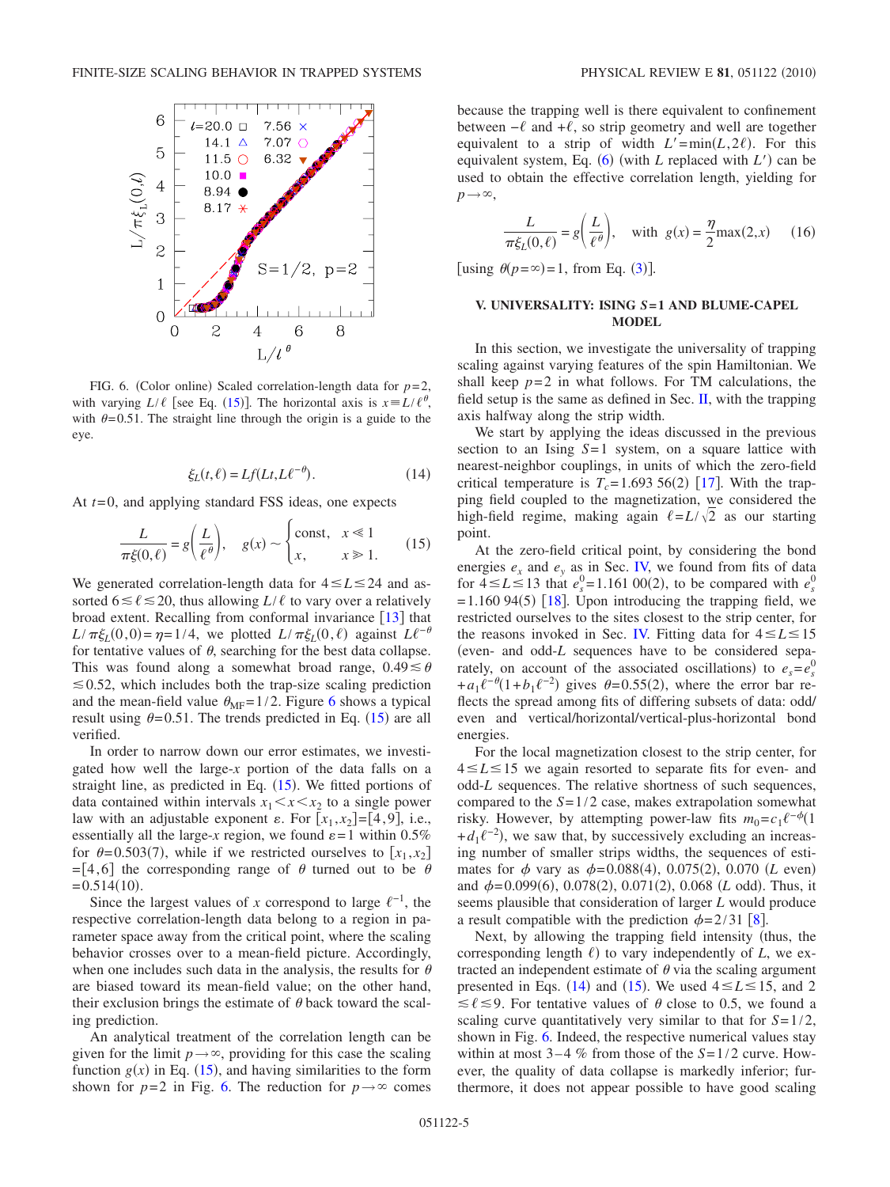FIG. 6. (Color online) Scaled correlation-length data for $p=2$, with varying $L/\ell$ [see Eq. (15)]. The horizontal axis is $x \equiv L/\ell^{\theta}$, with $\theta=0.51$. The straight line through the origin is a guide to the eye.

$$\xi_L(t,\ell) = Lf(Lt, L\ell^{-\theta}). \tag{14}$$

At $t=0$, and applying standard FSS ideas, one expects

$$\frac{L}{\pi\xi(0,\ell)} = g\left(\frac{L}{\ell^{\theta}}\right), \quad g(x) \sim \begin{cases} \text{const}, & x \ll 1 \\ x, & x \gg 1. \end{cases} \tag{15}$$

We generated correlation-length data for $4 \leq L \leq 24$ and assorted $6 \leq \ell \leq 20$, thus allowing $L/\ell$ to vary over a relatively broad extent. Recalling from conformal invariance [13] that $L/\pi\xi_L(0,0)=\eta=1/4$, we plotted $L/\pi\xi_L(0,\ell)$ against $L\ell^{-\theta}$ for tentative values of $\theta$, searching for the best data collapse. This was found along a somewhat broad range, $0.49 \leq \theta \leq 0.52$, which includes both the trap-size scaling prediction and the mean-field value $\theta_{\text{MF}}=1/2$. Figure 6 shows a typical result using $\theta=0.51$. The trends predicted in Eq. (15) are all verified.

In order to narrow down our error estimates, we investigated how well the large-$x$ portion of the data falls on a straight line, as predicted in Eq. (15). We fitted portions of data contained within intervals $x_1 < x < x_2$ to a single power law with an adjustable exponent $\varepsilon$. For $[x_1,x_2]=[4,9]$, i.e., essentially all the large-$x$ region, we found $\varepsilon=1$ within 0.5% for $\theta=0.503(7)$, while if we restricted ourselves to $[x_1,x_2]=[4,6]$ the corresponding range of $\theta$ turned out to be $\theta=0.514(10)$.

Since the largest values of $x$ correspond to large $\ell^{-1}$, the respective correlation-length data belong to a region in parameter space away from the critical point, where the scaling behavior crosses over to a mean-field picture. Accordingly, when one includes such data in the analysis, the results for $\theta$ are biased toward its mean-field value; on the other hand, their exclusion brings the estimate of $\theta$ back toward the scaling prediction.

An analytical treatment of the correlation length can be given for the limit $p \to \infty$, providing for this case the scaling function $g(x)$ in Eq. (15), and having similarities to the form shown for $p=2$ in Fig. 6. The reduction for $p \to \infty$ comes because the trapping well is there equivalent to confinement between $-\ell$ and $+\ell$, so strip geometry and well are together equivalent to a strip of width $L'=\min(L,2\ell)$. For this equivalent system, Eq. (6) (with $L$ replaced with $L'$) can be used to obtain the effective correlation length, yielding for $p\to\infty$,

$$\frac{L}{\pi\xi_L(0,\ell)} = g\left(\frac{L}{\ell^{\theta}}\right), \quad \text{with } g(x) = \frac{\eta}{2}\max(2,x) \tag{16}$$

[using $\theta(p=\infty)=1$, from Eq. (3)].

## V. UNIVERSALITY: ISING $S=1$ AND BLUME-CAPEL MODEL

In this section, we investigate the universality of trapping scaling against varying features of the spin Hamiltonian. We shall keep $p=2$ in what follows. For TM calculations, the field setup is the same as defined in Sec. II, with the trapping axis halfway along the strip width.

We start by applying the ideas discussed in the previous section to an Ising $S=1$ system, on a square lattice with nearest-neighbor couplings, in units of which the zero-field critical temperature is $T_c=1.693\,56(2)$ [17]. With the trapping field coupled to the magnetization, we considered the high-field regime, making again $\ell=L/\sqrt{2}$ as our starting point.

At the zero-field critical point, by considering the bond energies $e_x$ and $e_y$ as in Sec. IV, we found from fits of data for $4 \leq L \leq 13$ that $e_s^0=1.161\,00(2)$, to be compared with $e_s^0=1.160\,94(5)$ [18]. Upon introducing the trapping field, we restricted ourselves to the sites closest to the strip center, for the reasons invoked in Sec. IV. Fitting data for $4 \leq L \leq 15$ (even- and odd-$L$ sequences have to be considered separately, on account of the associated oscillations) to $e_s=e_s^0+a_1\ell^{-\theta}(1+b_1\ell^{-2})$ gives $\theta=0.55(2)$, where the error bar reflects the spread among fits of differing subsets of data: odd/even and vertical/horizontal/vertical-plus-horizontal bond energies.

For the local magnetization closest to the strip center, for $4 \leq L \leq 15$ we again resorted to separate fits for even- and odd-$L$ sequences. The relative shortness of such sequences, compared to the $S=1/2$ case, makes extrapolation somewhat risky. However, by attempting power-law fits $m_0=c_1\ell^{-\phi}(1+d_1\ell^{-2})$, we saw that, by successively excluding an increasing number of smaller strips widths, the sequences of estimates for $\phi$ vary as $\phi=0.088(4)$, $0.075(2)$, $0.070$ ($L$ even) and $\phi=0.099(6)$, $0.078(2)$, $0.071(2)$, $0.068$ ($L$ odd). Thus, it seems plausible that consideration of larger $L$ would produce a result compatible with the prediction $\phi=2/31$ [8].

Next, by allowing the trapping field intensity (thus, the corresponding length $\ell$) to vary independently of $L$, we extracted an independent estimate of $\theta$ via the scaling argument presented in Eqs. (14) and (15). We used $4 \leq L \leq 15$, and $2 \leq \ell \leq 9$. For tentative values of $\theta$ close to 0.5, we found a scaling curve quantitatively very similar to that for $S=1/2$, shown in Fig. 6. Indeed, the respective numerical values stay within at most 3–4 % from those of the $S=1/2$ curve. However, the quality of data collapse is markedly inferior; furthermore, it does not appear possible to have good scaling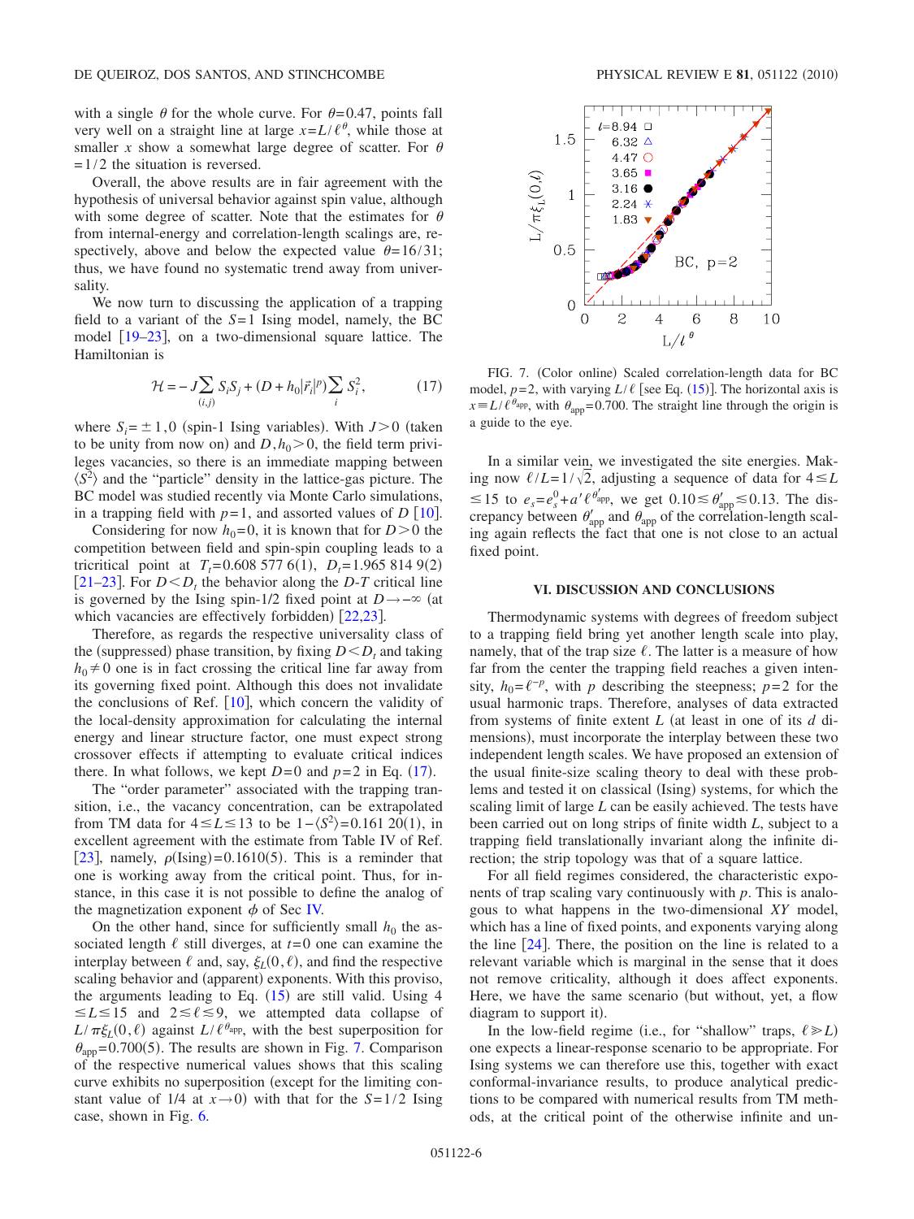with a single $\theta$ for the whole curve. For $\theta=0.47$, points fall very well on a straight line at large $x=L/\ell^{\theta}$, while those at smaller $x$ show a somewhat large degree of scatter. For $\theta=1/2$ the situation is reversed.

Overall, the above results are in fair agreement with the hypothesis of universal behavior against spin value, although with some degree of scatter. Note that the estimates for $\theta$ from internal-energy and correlation-length scalings are, respectively, above and below the expected value $\theta=16/31$; thus, we have found no systematic trend away from universality.

We now turn to discussing the application of a trapping field to a variant of the $S=1$ Ising model, namely, the BC model [19–23], on a two-dimensional square lattice. The Hamiltonian is

$$\mathcal{H}=-J\sum_{\langle i,j\rangle}S_iS_j+(D+h_0|\vec{r}_i|^p)\sum_i S_i^2, \tag{17}$$

where $S_i=\pm 1,0$ (spin-1 Ising variables). With $J>0$ (taken to be unity from now on) and $D,h_0>0$, the field term privileges vacancies, so there is an immediate mapping between $\langle S^2\rangle$ and the "particle" density in the lattice-gas picture. The BC model was studied recently via Monte Carlo simulations, in a trapping field with $p=1$, and assorted values of $D$ [10].

Considering for now $h_0=0$, it is known that for $D>0$ the competition between field and spin-spin coupling leads to a tricritical point at $T_t=0.608\,577\,6(1)$, $D_t=1.965\,814\,9(2)$ [21–23]. For $D<D_t$ the behavior along the $D$-$T$ critical line is governed by the Ising spin-1/2 fixed point at $D\to-\infty$ (at which vacancies are effectively forbidden) [22,23].

Therefore, as regards the respective universality class of the (suppressed) phase transition, by fixing $D<D_t$ and taking $h_0\neq 0$ one is in fact crossing the critical line far away from its governing fixed point. Although this does not invalidate the conclusions of Ref. [10], which concern the validity of the local-density approximation for calculating the internal energy and linear structure factor, one must expect strong crossover effects if attempting to evaluate critical indices there. In what follows, we kept $D=0$ and $p=2$ in Eq. (17).

The "order parameter" associated with the trapping transition, i.e., the vacancy concentration, can be extrapolated from TM data for $4\leq L\leq 13$ to be $1-\langle S^2\rangle=0.161\,20(1)$, in excellent agreement with the estimate from Table IV of Ref. [23], namely, $\rho(\text{Ising})=0.1610(5)$. This is a reminder that one is working away from the critical point. Thus, for instance, in this case it is not possible to define the analog of the magnetization exponent $\phi$ of Sec IV.

On the other hand, since for sufficiently small $h_0$ the associated length $\ell$ still diverges, at $t=0$ one can examine the interplay between $\ell$ and, say, $\xi_L(0,\ell)$, and find the respective scaling behavior and (apparent) exponents. With this proviso, the arguments leading to Eq. (15) are still valid. Using $4\leq L\leq 15$ and $2\leq\ell\leq 9$, we attempted data collapse of $L/\pi\xi_L(0,\ell)$ against $L/\ell^{\theta_{\text{app}}}$, with the best superposition for $\theta_{\text{app}}=0.700(5)$. The results are shown in Fig. 7. Comparison of the respective numerical values shows that this scaling curve exhibits no superposition (except for the limiting constant value of 1/4 at $x\to 0$) with that for the $S=1/2$ Ising case, shown in Fig. 6.

FIG. 7. (Color online) Scaled correlation-length data for BC model, $p=2$, with varying $L/\ell$ [see Eq. (15)]. The horizontal axis is $x\equiv L/\ell^{\theta_{\text{app}}}$, with $\theta_{\text{app}}=0.700$. The straight line through the origin is a guide to the eye.

In a similar vein, we investigated the site energies. Making now $\ell/L=1/\sqrt{2}$, adjusting a sequence of data for $4\leq L\leq 15$ to $e_s=e_s^0+a'\ell^{\theta'_{\text{app}}}$, we get $0.10\lesssim\theta'_{\text{app}}\lesssim 0.13$. The discrepancy between $\theta'_{\text{app}}$ and $\theta_{\text{app}}$ of the correlation-length scaling again reflects the fact that one is not close to an actual fixed point.

## VI. DISCUSSION AND CONCLUSIONS

Thermodynamic systems with degrees of freedom subject to a trapping field bring yet another length scale into play, namely, that of the trap size $\ell$. The latter is a measure of how far from the center the trapping field reaches a given intensity, $h_0=\ell^{-p}$, with $p$ describing the steepness; $p=2$ for the usual harmonic traps. Therefore, analyses of data extracted from systems of finite extent $L$ (at least in one of its $d$ dimensions), must incorporate the interplay between these two independent length scales. We have proposed an extension of the usual finite-size scaling theory to deal with these problems and tested it on classical (Ising) systems, for which the scaling limit of large $L$ can be easily achieved. The tests have been carried out on long strips of finite width $L$, subject to a trapping field translationally invariant along the infinite direction; the strip topology was that of a square lattice.

For all field regimes considered, the characteristic exponents of trap scaling vary continuously with $p$. This is analogous to what happens in the two-dimensional $XY$ model, which has a line of fixed points, and exponents varying along the line [24]. There, the position on the line is related to a relevant variable which is marginal in the sense that it does not remove criticality, although it does affect exponents. Here, we have the same scenario (but without, yet, a flow diagram to support it).

In the low-field regime (i.e., for "shallow" traps, $\ell\gg L$) one expects a linear-response scenario to be appropriate. For Ising systems we can therefore use this, together with exact conformal-invariance results, to produce analytical predictions to be compared with numerical results from TM methods, at the critical point of the otherwise infinite and un-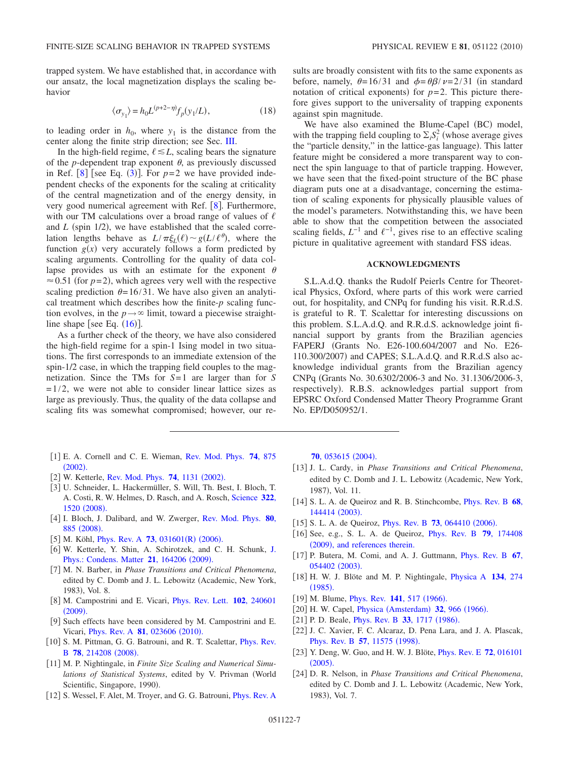trapped system. We have established that, in accordance with our ansatz, the local magnetization displays the scaling behavior

$$\langle \sigma_{y_1} \rangle = h_0 L^{(p+2-\eta)} f_p(y_1/L), \tag{18}$$

to leading order in $h_0$, where $y_1$ is the distance from the center along the finite strip direction; see Sec. III.

In the high-field regime, $\ell \lesssim L$, scaling bears the signature of the $p$-dependent trap exponent $\theta$, as previously discussed in Ref. [8] [see Eq. (3)]. For $p=2$ we have provided independent checks of the exponents for the scaling at criticality of the central magnetization and of the energy density, in very good numerical agreement with Ref. [8]. Furthermore, with our TM calculations over a broad range of values of $\ell$ and $L$ (spin 1/2), we have established that the scaled correlation lengths behave as $L/\pi\xi_L(\ell) \sim g(L/\ell^\theta)$, where the function $g(x)$ very accurately follows a form predicted by scaling arguments. Controlling for the quality of data collapse provides us with an estimate for the exponent $\theta \approx 0.51$ (for $p=2$), which agrees very well with the respective scaling prediction $\theta = 16/31$. We have also given an analytical treatment which describes how the finite-$p$ scaling function evolves, in the $p \to \infty$ limit, toward a piecewise straight-line shape [see Eq. (16)].

As a further check of the theory, we have also considered the high-field regime for a spin-1 Ising model in two situations. The first corresponds to an immediate extension of the spin-1/2 case, in which the trapping field couples to the magnetization. Since the TMs for $S=1$ are larger than for $S=1/2$, we were not able to consider linear lattice sizes as large as previously. Thus, the quality of the data collapse and scaling fits was somewhat compromised; however, our results are broadly consistent with fits to the same exponents as before, namely, $\theta = 16/31$ and $\phi = \theta\beta/\nu = 2/31$ (in standard notation of critical exponents) for $p=2$. This picture therefore gives support to the universality of trapping exponents against spin magnitude.

We have also examined the Blume-Capel (BC) model, with the trapping field coupling to $\Sigma_i S_i^2$ (whose average gives the "particle density," in the lattice-gas language). This latter feature might be considered a more transparent way to connect the spin language to that of particle trapping. However, we have seen that the fixed-point structure of the BC phase diagram puts one at a disadvantage, concerning the estimation of scaling exponents for physically plausible values of the model's parameters. Notwithstanding this, we have been able to show that the competition between the associated scaling fields, $L^{-1}$ and $\ell^{-1}$, gives rise to an effective scaling picture in qualitative agreement with standard FSS ideas.

## ACKNOWLEDGMENTS

S.L.A.d.Q. thanks the Rudolf Peierls Centre for Theoretical Physics, Oxford, where parts of this work were carried out, for hospitality, and CNPq for funding his visit. R.R.d.S. is grateful to R. T. Scalettar for interesting discussions on this problem. S.L.A.d.Q. and R.R.d.S. acknowledge joint financial support by grants from the Brazilian agencies FAPERJ (Grants No. E26-100.604/2007 and No. E26-110.300/2007) and CAPES; S.L.A.d.Q. and R.R.d.S also acknowledge individual grants from the Brazilian agency CNPq (Grants No. 30.6302/2006-3 and No. 31.1306/2006-3, respectively). R.B.S. acknowledges partial support from EPSRC Oxford Condensed Matter Theory Programme Grant No. EP/D050952/1.

[1] E. A. Cornell and C. E. Wieman, Rev. Mod. Phys. **74**, 875 (2002).

[2] W. Ketterle, Rev. Mod. Phys. **74**, 1131 (2002).

[3] U. Schneider, L. Hackermüller, S. Will, Th. Best, I. Bloch, T. A. Costi, R. W. Helmes, D. Rasch, and A. Rosch, Science **322**, 1520 (2008).

[4] I. Bloch, J. Dalibard, and W. Zwerger, Rev. Mod. Phys. **80**, 885 (2008).

[5] M. Köhl, Phys. Rev. A **73**, 031601(R) (2006).

[6] W. Ketterle, Y. Shin, A. Schirotzek, and C. H. Schunk, J. Phys.: Condens. Matter **21**, 164206 (2009).

[7] M. N. Barber, in *Phase Transitions and Critical Phenomena*, edited by C. Domb and J. L. Lebowitz (Academic, New York, 1983), Vol. 8.

[8] M. Campostrini and E. Vicari, Phys. Rev. Lett. **102**, 240601 (2009).

[9] Such effects have been considered by M. Campostrini and E. Vicari, Phys. Rev. A **81**, 023606 (2010).

[10] S. M. Pittman, G. G. Batrouni, and R. T. Scalettar, Phys. Rev. B **78**, 214208 (2008).

[11] M. P. Nightingale, in *Finite Size Scaling and Numerical Simulations of Statistical Systems*, edited by V. Privman (World Scientific, Singapore, 1990).

[12] S. Wessel, F. Alet, M. Troyer, and G. G. Batrouni, Phys. Rev. A **70**, 053615 (2004).

[13] J. L. Cardy, in *Phase Transitions and Critical Phenomena*, edited by C. Domb and J. L. Lebowitz (Academic, New York, 1987), Vol. 11.

[14] S. L. A. de Queiroz and R. B. Stinchcombe, Phys. Rev. B **68**, 144414 (2003).

[15] S. L. A. de Queiroz, Phys. Rev. B **73**, 064410 (2006).

[16] See, e.g., S. L. A. de Queiroz, Phys. Rev. B **79**, 174408 (2009), and references therein.

[17] P. Butera, M. Comi, and A. J. Guttmann, Phys. Rev. B **67**, 054402 (2003).

[18] H. W. J. Blöte and M. P. Nightingale, Physica A **134**, 274 (1985).

[19] M. Blume, Phys. Rev. **141**, 517 (1966).

[20] H. W. Capel, Physica (Amsterdam) **32**, 966 (1966).

[21] P. D. Beale, Phys. Rev. B **33**, 1717 (1986).

[22] J. C. Xavier, F. C. Alcaraz, D. Pena Lara, and J. A. Plascak, Phys. Rev. B **57**, 11575 (1998).

[23] Y. Deng, W. Guo, and H. W. J. Blöte, Phys. Rev. E **72**, 016101 (2005).

[24] D. R. Nelson, in *Phase Transitions and Critical Phenomena*, edited by C. Domb and J. L. Lebowitz (Academic, New York, 1983), Vol. 7.